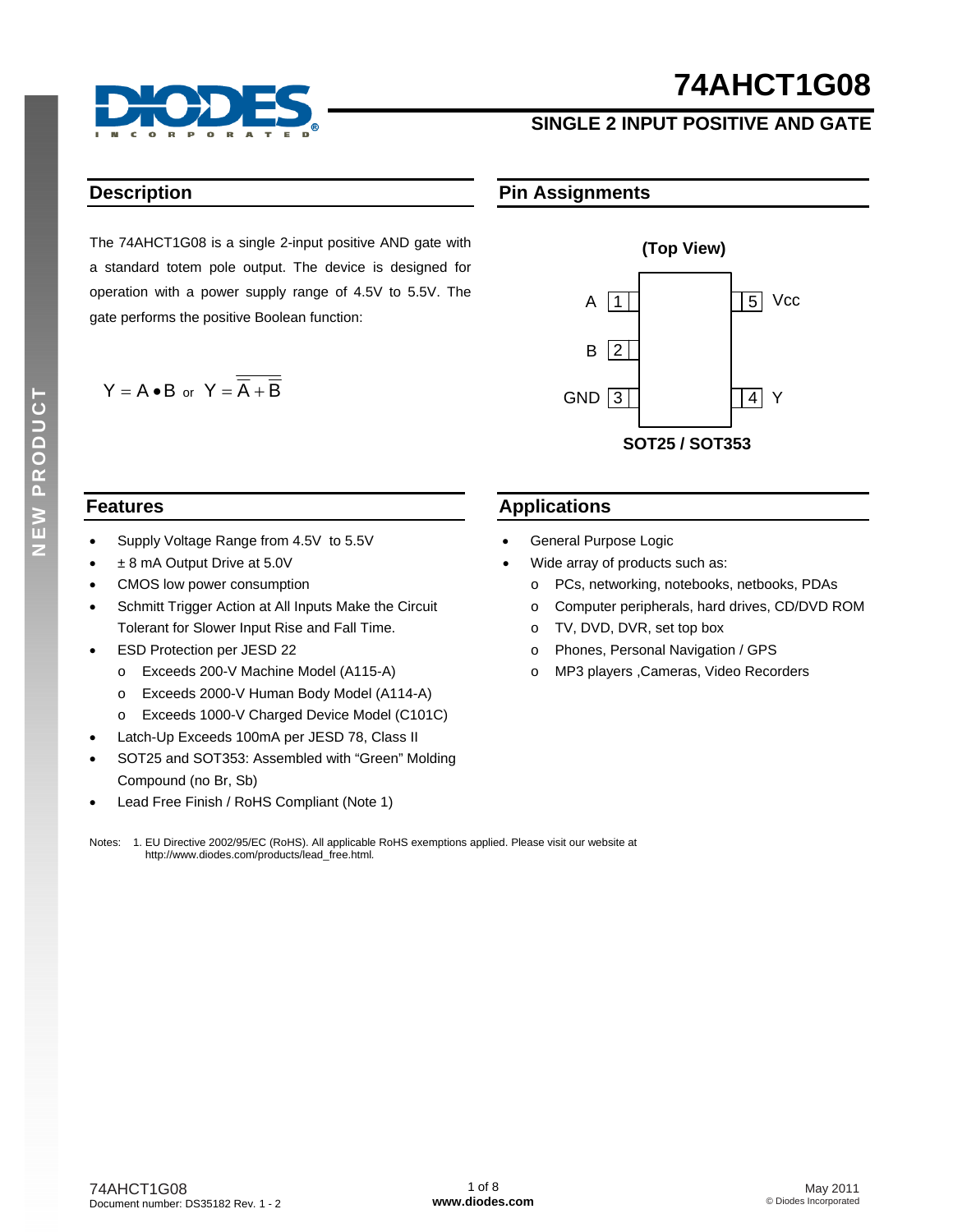# 74AHCT1G08

## SINGLE 2 INPUT POSITIVE AND GATE

## Description

The 74AHCT1G08 is a single 2-input positive AND gate with a standard totem pole output. The device is designed for operation with a power supply range of 4.5V to 5.5V. The gate performs the positive Boolean function:

$$Y = A \bullet B \text{ or } Y = \overline{\overline{A} + \overline{B}}$$

## Pin Assignments

(Top View)

| Pin | Name | Pin | Name |
|---|---|---|---|
| 1 | A | 5 | Vcc |
| 2 | B | | |
| 3 | GND | 4 | Y |

SOT25 / SOT353

## Features

- Supply Voltage Range from 4.5V to 5.5V
- ± 8 mA Output Drive at 5.0V
- CMOS low power consumption
- Schmitt Trigger Action at All Inputs Make the Circuit Tolerant for Slower Input Rise and Fall Time.
- ESD Protection per JESD 22
  - Exceeds 200-V Machine Model (A115-A)
  - Exceeds 2000-V Human Body Model (A114-A)
  - Exceeds 1000-V Charged Device Model (C101C)
- Latch-Up Exceeds 100mA per JESD 78, Class II
- SOT25 and SOT353: Assembled with "Green" Molding Compound (no Br, Sb)
- Lead Free Finish / RoHS Compliant (Note 1)

## Applications

- General Purpose Logic
- Wide array of products such as:
  - PCs, networking, notebooks, netbooks, PDAs
  - Computer peripherals, hard drives, CD/DVD ROM
  - TV, DVD, DVR, set top box
  - Phones, Personal Navigation / GPS
  - MP3 players ,Cameras, Video Recorders

Notes: 1. EU Directive 2002/95/EC (RoHS). All applicable RoHS exemptions applied. Please visit our website at http://www.diodes.com/products/lead_free.html.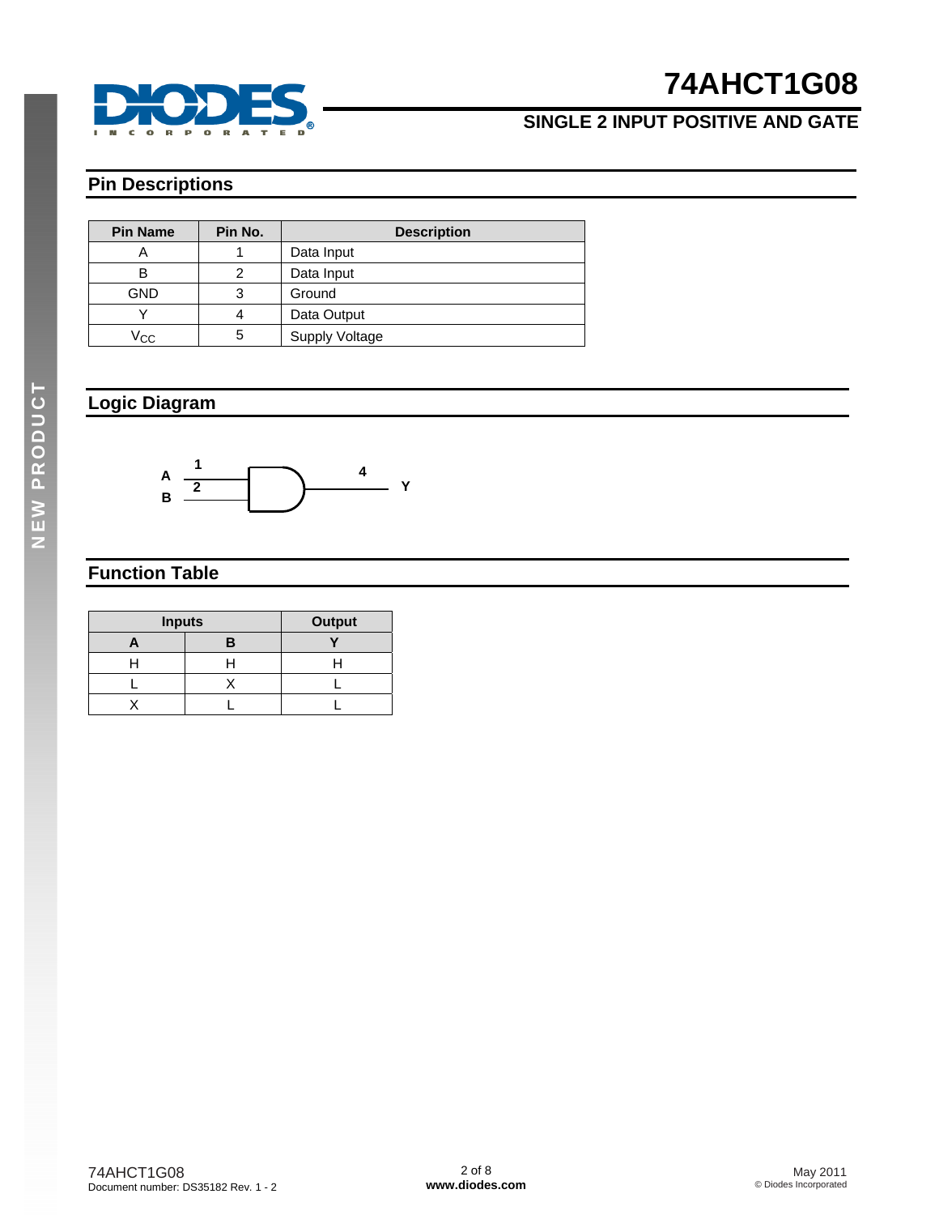## Pin Descriptions

| Pin Name | Pin No. | Description |
|---|---|---|
| A | 1 | Data Input |
| B | 2 | Data Input |
| GND | 3 | Ground |
| Y | 4 | Data Output |
| $V_{CC}$ | 5 | Supply Voltage |

## Logic Diagram

A 1, B 2, 4 Y

## Function Table

| Inputs | | Output |
|---|---|---|
| A | B | Y |
| H | H | H |
| L | X | L |
| X | L | L |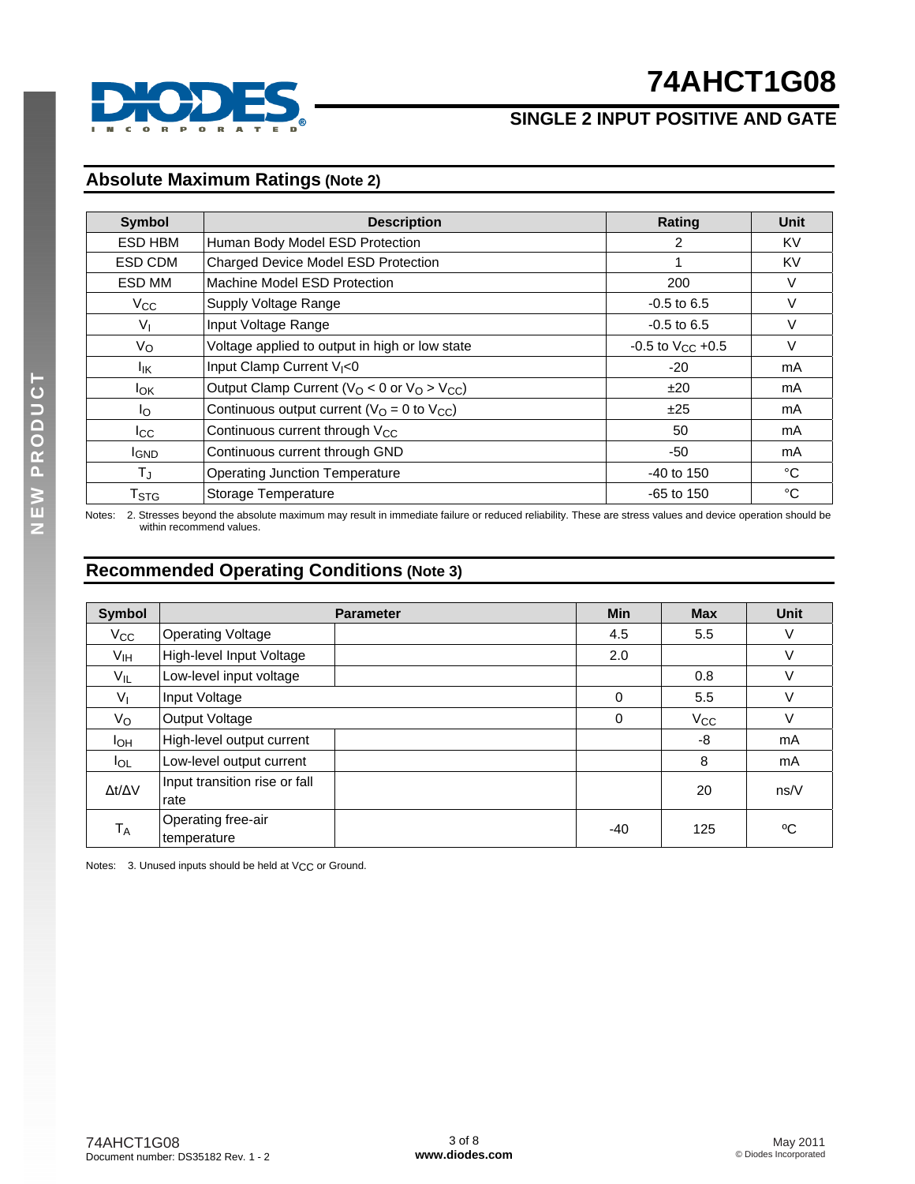## Absolute Maximum Ratings (Note 2)

| Symbol | Description | Rating | Unit |
|---|---|---|---|
| ESD HBM | Human Body Model ESD Protection | 2 | KV |
| ESD CDM | Charged Device Model ESD Protection | 1 | KV |
| ESD MM | Machine Model ESD Protection | 200 | V |
| $V_{CC}$ | Supply Voltage Range | -0.5 to 6.5 | V |
| $V_I$ | Input Voltage Range | -0.5 to 6.5 | V |
| $V_O$ | Voltage applied to output in high or low state | -0.5 to $V_{CC}$ +0.5 | V |
| $I_{IK}$ | Input Clamp Current $V_I$<0 | -20 | mA |
| $I_{OK}$ | Output Clamp Current ($V_O$ < 0 or $V_O$ > $V_{CC}$) | ±20 | mA |
| $I_O$ | Continuous output current ($V_O$ = 0 to $V_{CC}$) | ±25 | mA |
| $I_{CC}$ | Continuous current through $V_{CC}$ | 50 | mA |
| $I_{GND}$ | Continuous current through GND | -50 | mA |
| $T_J$ | Operating Junction Temperature | -40 to 150 | °C |
| $T_{STG}$ | Storage Temperature | -65 to 150 | °C |

Notes: 2. Stresses beyond the absolute maximum may result in immediate failure or reduced reliability. These are stress values and device operation should be within recommend values.

## Recommended Operating Conditions (Note 3)

| Symbol | Parameter | | Min | Max | Unit |
|---|---|---|---|---|---|
| $V_{CC}$ | Operating Voltage | | 4.5 | 5.5 | V |
| $V_{IH}$ | High-level Input Voltage | | 2.0 | | V |
| $V_{IL}$ | Low-level input voltage | | | 0.8 | V |
| $V_I$ | Input Voltage | | 0 | 5.5 | V |
| $V_O$ | Output Voltage | | 0 | $V_{CC}$ | V |
| $I_{OH}$ | High-level output current | | | -8 | mA |
| $I_{OL}$ | Low-level output current | | | 8 | mA |
| $\Delta t/\Delta V$ | Input transition rise or fall rate | | | 20 | ns/V |
| $T_A$ | Operating free-air temperature | | -40 | 125 | ºC |

Notes: 3. Unused inputs should be held at $V_{CC}$ or Ground.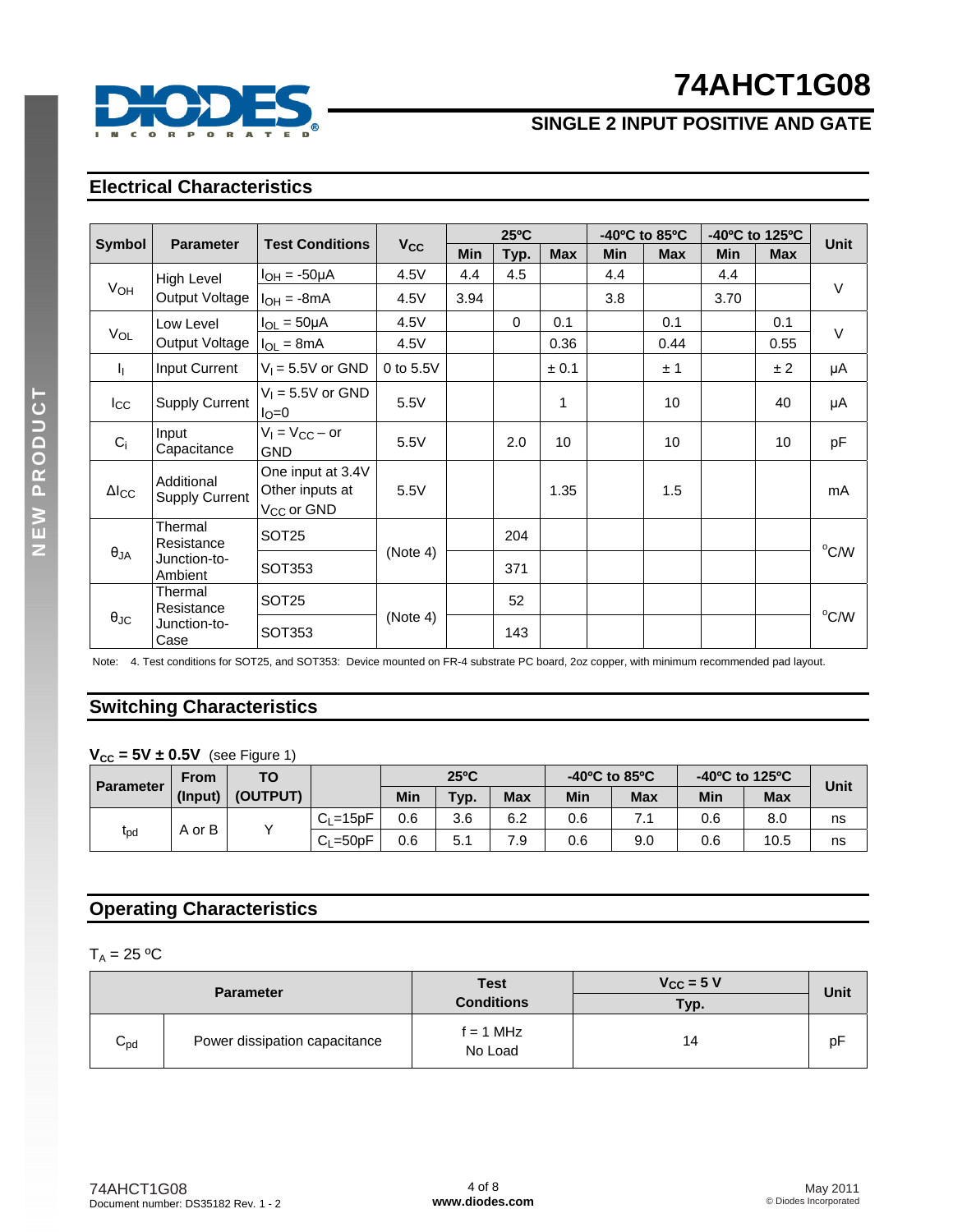## Electrical Characteristics

| Symbol | Parameter | Test Conditions | $V_{CC}$ | 25°C | | | -40°C to 85°C | | -40°C to 125°C | | Unit |
|---|---|---|---|---|---|---|---|---|---|---|---|
| | | | | Min | Typ. | Max | Min | Max | Min | Max | |
| $V_{OH}$ | High Level Output Voltage | $I_{OH}$ = -50μA | 4.5V | 4.4 | 4.5 | | 4.4 | | 4.4 | | V |
| | | $I_{OH}$ = -8mA | 4.5V | 3.94 | | | 3.8 | | 3.70 | | |
| $V_{OL}$ | Low Level Output Voltage | $I_{OL}$ = 50μA | 4.5V | | 0 | 0.1 | | 0.1 | | 0.1 | V |
| | | $I_{OL}$ = 8mA | 4.5V | | | 0.36 | | 0.44 | | 0.55 | |
| $I_I$ | Input Current | $V_I$ = 5.5V or GND | 0 to 5.5V | | | ± 0.1 | | ± 1 | | ± 2 | μA |
| $I_{CC}$ | Supply Current | $V_I$ = 5.5V or GND $I_O$=0 | 5.5V | | | 1 | | 10 | | 40 | μA |
| $C_i$ | Input Capacitance | $V_I$ = $V_{CC}$ – or GND | 5.5V | | 2.0 | 10 | | 10 | | 10 | pF |
| $\Delta I_{CC}$ | Additional Supply Current | One input at 3.4V Other inputs at $V_{CC}$ or GND | 5.5V | | | 1.35 | | 1.5 | | | mA |
| $\theta_{JA}$ | Thermal Resistance Junction-to-Ambient | SOT25 | (Note 4) | | 204 | | | | | | °C/W |
| | | SOT353 | | | 371 | | | | | | |
| $\theta_{JC}$ | Thermal Resistance Junction-to-Case | SOT25 | (Note 4) | | 52 | | | | | | °C/W |
| | | SOT353 | | | 143 | | | | | | |

Note: 4. Test conditions for SOT25, and SOT353: Device mounted on FR-4 substrate PC board, 2oz copper, with minimum recommended pad layout.

## Switching Characteristics

**$V_{CC}$ = 5V ± 0.5V** (see Figure 1)

| Parameter | From (Input) | TO (OUTPUT) | | 25°C | | | -40°C to 85°C | | -40°C to 125°C | | Unit |
|---|---|---|---|---|---|---|---|---|---|---|---|
| | | | | Min | Typ. | Max | Min | Max | Min | Max | |
| $t_{pd}$ | A or B | Y | $C_L$=15pF | 0.6 | 3.6 | 6.2 | 0.6 | 7.1 | 0.6 | 8.0 | ns |
| | | | $C_L$=50pF | 0.6 | 5.1 | 7.9 | 0.6 | 9.0 | 0.6 | 10.5 | ns |

## Operating Characteristics

$T_A$ = 25 °C

| Parameter | | Test Conditions | $V_{CC}$ = 5 V | Unit |
|---|---|---|---|---|
| | | | Typ. | |
| $C_{pd}$ | Power dissipation capacitance | f = 1 MHz No Load | 14 | pF |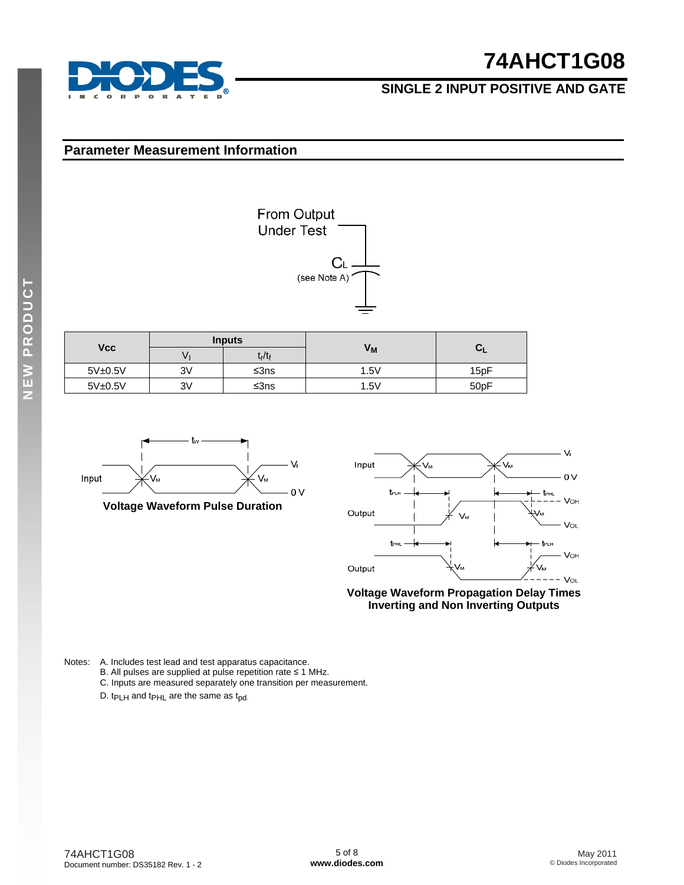## Parameter Measurement Information

| Vcc | Inputs | | $V_M$ | $C_L$ |
|---|---|---|---|---|
| | $V_I$ | $t_r/t_f$ | | |
| 5V±0.5V | 3V | ≤3ns | 1.5V | 15pF |
| 5V±0.5V | 3V | ≤3ns | 1.5V | 50pF |

**Voltage Waveform Pulse Duration**

**Voltage Waveform Propagation Delay Times Inverting and Non Inverting Outputs**

Notes:
A. Includes test lead and test apparatus capacitance.
B. All pulses are supplied at pulse repetition rate ≤ 1 MHz.
C. Inputs are measured separately one transition per measurement.
D. $t_{PLH}$ and $t_{PHL}$ are the same as $t_{pd}$.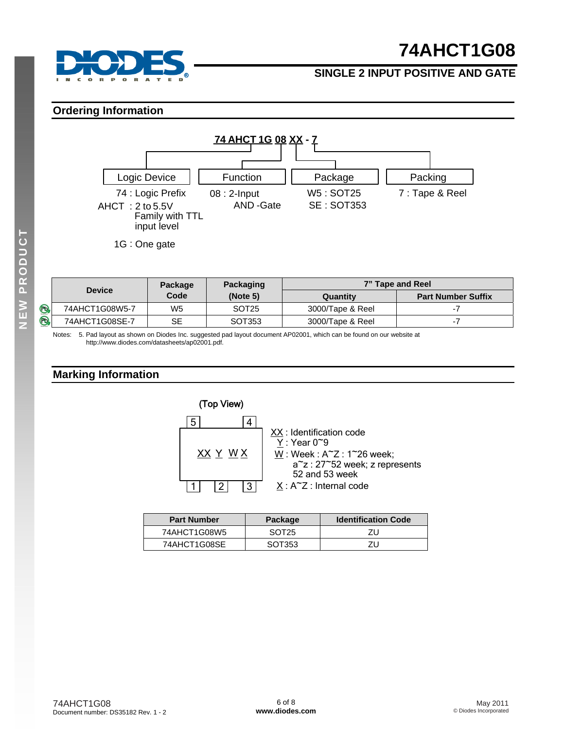# 74AHCT1G08

## SINGLE 2 INPUT POSITIVE AND GATE

## Ordering Information

**74 AHCT 1G 08 XX - 7**

| Logic Device | Function | Package | Packing |
|---|---|---|---|
| 74 : Logic Prefix<br>AHCT : 2 to 5.5V Family with TTL input level<br>1G : One gate | 08 : 2-Input AND -Gate | W5 : SOT25<br>SE : SOT353 | 7 : Tape & Reel |

| Device | Package Code | Packaging (Note 5) | 7" Tape and Reel | |
|---|---|---|---|---|
| | | | Quantity | Part Number Suffix |
| 74AHCT1G08W5-7 | W5 | SOT25 | 3000/Tape & Reel | -7 |
| 74AHCT1G08SE-7 | SE | SOT353 | 3000/Tape & Reel | -7 |

Notes: 5. Pad layout as shown on Diodes Inc. suggested pad layout document AP02001, which can be found on our website at http://www.diodes.com/datasheets/ap02001.pdf.

## Marking Information

(Top View)

Pins 5, 4 (top); 1, 2, 3 (bottom). Marking: XX Y W X

XX : Identification code
Y : Year 0~9
W : Week : A~Z : 1~26 week; a~z : 27~52 week; z represents 52 and 53 week
X : A~Z : Internal code

| Part Number | Package | Identification Code |
|---|---|---|
| 74AHCT1G08W5 | SOT25 | ZU |
| 74AHCT1G08SE | SOT353 | ZU |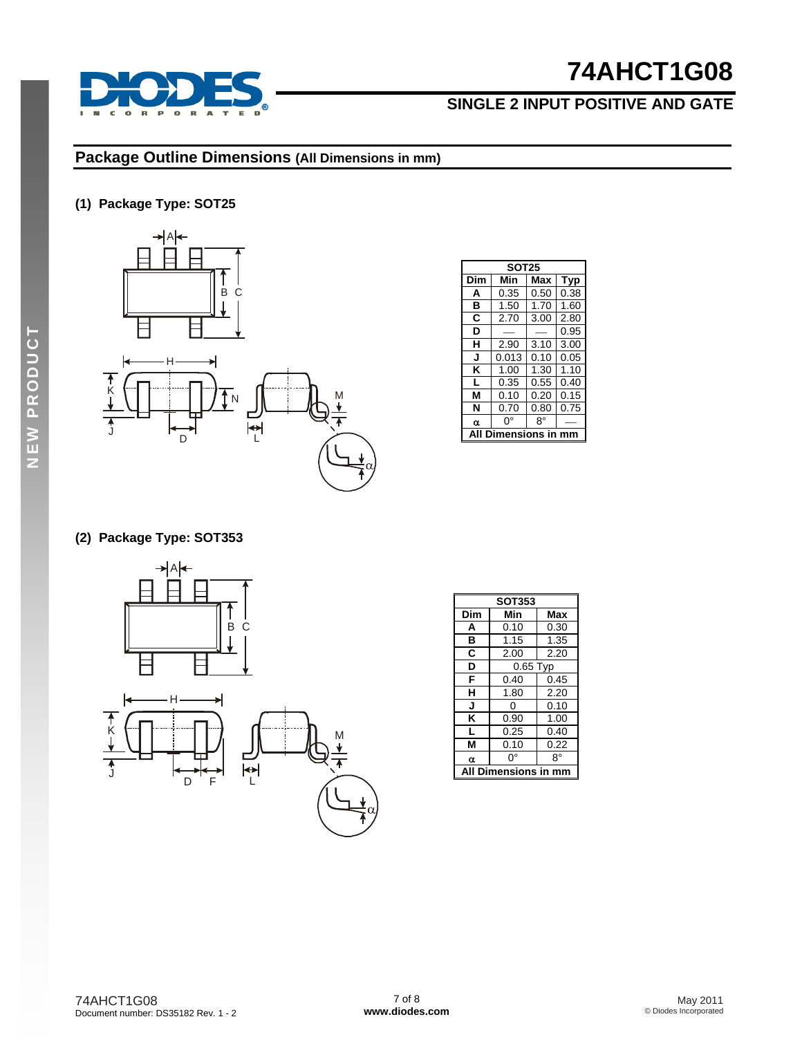## Package Outline Dimensions (All Dimensions in mm)

### (1) Package Type: SOT25

| SOT25 | | | |
|---|---|---|---|
| **Dim** | **Min** | **Max** | **Typ** |
| **A** | 0.35 | 0.50 | 0.38 |
| **B** | 1.50 | 1.70 | 1.60 |
| **C** | 2.70 | 3.00 | 2.80 |
| **D** | — | — | 0.95 |
| **H** | 2.90 | 3.10 | 3.00 |
| **J** | 0.013 | 0.10 | 0.05 |
| **K** | 1.00 | 1.30 | 1.10 |
| **L** | 0.35 | 0.55 | 0.40 |
| **M** | 0.10 | 0.20 | 0.15 |
| **N** | 0.70 | 0.80 | 0.75 |
| **α** | 0° | 8° | — |
| **All Dimensions in mm** | | | |

### (2) Package Type: SOT353

| SOT353 | | |
|---|---|---|
| **Dim** | **Min** | **Max** |
| **A** | 0.10 | 0.30 |
| **B** | 1.15 | 1.35 |
| **C** | 2.00 | 2.20 |
| **D** | 0.65 Typ | |
| **F** | 0.40 | 0.45 |
| **H** | 1.80 | 2.20 |
| **J** | 0 | 0.10 |
| **K** | 0.90 | 1.00 |
| **L** | 0.25 | 0.40 |
| **M** | 0.10 | 0.22 |
| **α** | 0° | 8° |
| **All Dimensions in mm** | | |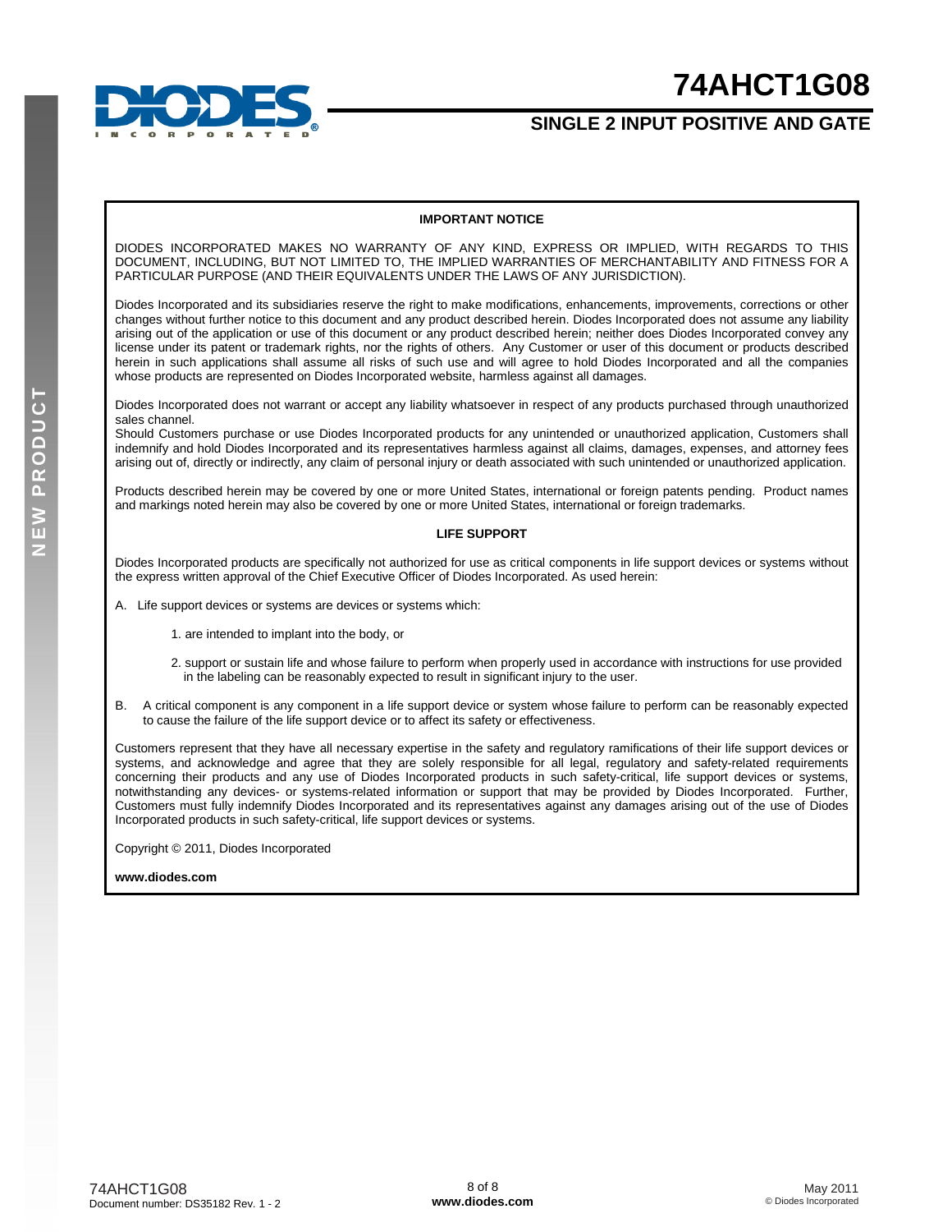## IMPORTANT NOTICE

DIODES INCORPORATED MAKES NO WARRANTY OF ANY KIND, EXPRESS OR IMPLIED, WITH REGARDS TO THIS DOCUMENT, INCLUDING, BUT NOT LIMITED TO, THE IMPLIED WARRANTIES OF MERCHANTABILITY AND FITNESS FOR A PARTICULAR PURPOSE (AND THEIR EQUIVALENTS UNDER THE LAWS OF ANY JURISDICTION).

Diodes Incorporated and its subsidiaries reserve the right to make modifications, enhancements, improvements, corrections or other changes without further notice to this document and any product described herein. Diodes Incorporated does not assume any liability arising out of the application or use of this document or any product described herein; neither does Diodes Incorporated convey any license under its patent or trademark rights, nor the rights of others. Any Customer or user of this document or products described herein in such applications shall assume all risks of such use and will agree to hold Diodes Incorporated and all the companies whose products are represented on Diodes Incorporated website, harmless against all damages.

Diodes Incorporated does not warrant or accept any liability whatsoever in respect of any products purchased through unauthorized sales channel.
Should Customers purchase or use Diodes Incorporated products for any unintended or unauthorized application, Customers shall indemnify and hold Diodes Incorporated and its representatives harmless against all claims, damages, expenses, and attorney fees arising out of, directly or indirectly, any claim of personal injury or death associated with such unintended or unauthorized application.

Products described herein may be covered by one or more United States, international or foreign patents pending. Product names and markings noted herein may also be covered by one or more United States, international or foreign trademarks.

## LIFE SUPPORT

Diodes Incorporated products are specifically not authorized for use as critical components in life support devices or systems without the express written approval of the Chief Executive Officer of Diodes Incorporated. As used herein:

A. Life support devices or systems are devices or systems which:

1. are intended to implant into the body, or
2. support or sustain life and whose failure to perform when properly used in accordance with instructions for use provided in the labeling can be reasonably expected to result in significant injury to the user.

B. A critical component is any component in a life support device or system whose failure to perform can be reasonably expected to cause the failure of the life support device or to affect its safety or effectiveness.

Customers represent that they have all necessary expertise in the safety and regulatory ramifications of their life support devices or systems, and acknowledge and agree that they are solely responsible for all legal, regulatory and safety-related requirements concerning their products and any use of Diodes Incorporated products in such safety-critical, life support devices or systems, notwithstanding any devices- or systems-related information or support that may be provided by Diodes Incorporated. Further, Customers must fully indemnify Diodes Incorporated and its representatives against any damages arising out of the use of Diodes Incorporated products in such safety-critical, life support devices or systems.

Copyright © 2011, Diodes Incorporated

**www.diodes.com**